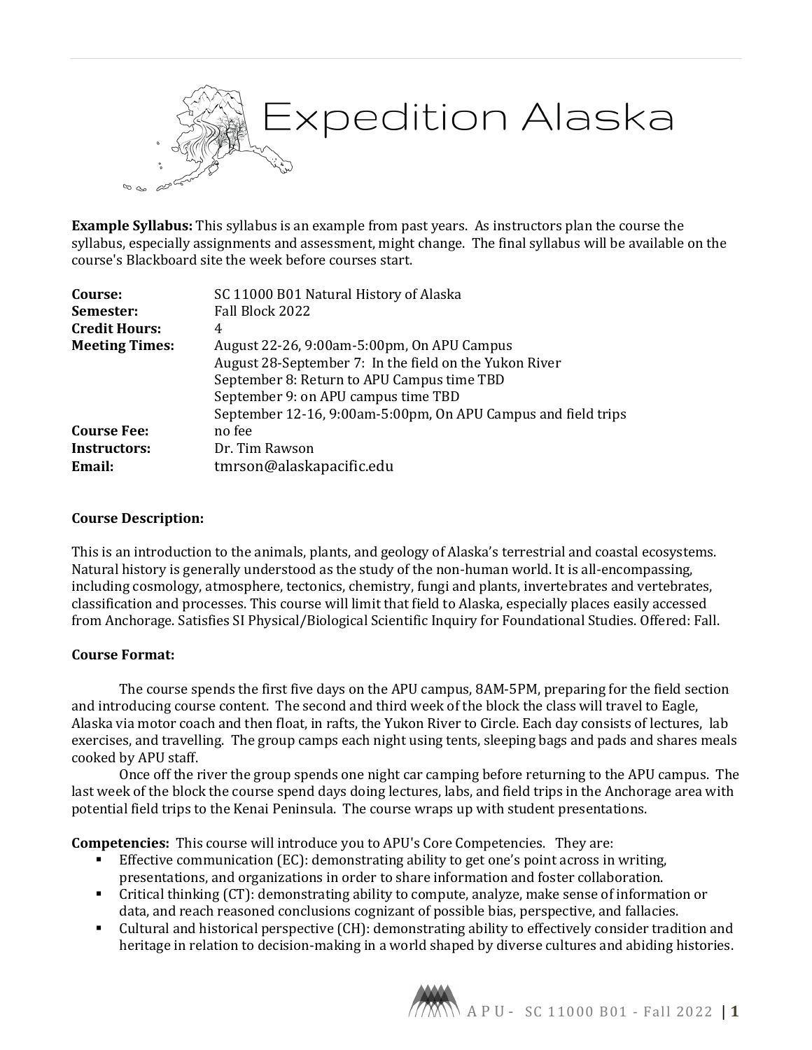# Expedition Alaska

**Example Syllabus:** This syllabus is an example from past years. As instructors plan the course the syllabus, especially assignments and assessment, might change. The final syllabus will be available on the course's Blackboard site the week before courses start.

| | |
|---|---|
| **Course:** | SC 11000 B01 Natural History of Alaska |
| **Semester:** | Fall Block 2022 |
| **Credit Hours:** | 4 |
| **Meeting Times:** | August 22-26, 9:00am-5:00pm, On APU Campus<br>August 28-September 7: In the field on the Yukon River<br>September 8: Return to APU Campus time TBD<br>September 9: on APU campus time TBD<br>September 12-16, 9:00am-5:00pm, On APU Campus and field trips |
| **Course Fee:** | no fee |
| **Instructors:** | Dr. Tim Rawson |
| **Email:** | tmrson@alaskapacific.edu |

**Course Description:**

This is an introduction to the animals, plants, and geology of Alaska's terrestrial and coastal ecosystems. Natural history is generally understood as the study of the non-human world. It is all-encompassing, including cosmology, atmosphere, tectonics, chemistry, fungi and plants, invertebrates and vertebrates, classification and processes. This course will limit that field to Alaska, especially places easily accessed from Anchorage. Satisfies SI Physical/Biological Scientific Inquiry for Foundational Studies. Offered: Fall.

**Course Format:**

The course spends the first five days on the APU campus, 8AM-5PM, preparing for the field section and introducing course content. The second and third week of the block the class will travel to Eagle, Alaska via motor coach and then float, in rafts, the Yukon River to Circle. Each day consists of lectures, lab exercises, and travelling. The group camps each night using tents, sleeping bags and pads and shares meals cooked by APU staff.

Once off the river the group spends one night car camping before returning to the APU campus. The last week of the block the course spend days doing lectures, labs, and field trips in the Anchorage area with potential field trips to the Kenai Peninsula. The course wraps up with student presentations.

**Competencies:** This course will introduce you to APU's Core Competencies. They are:

- Effective communication (EC): demonstrating ability to get one's point across in writing, presentations, and organizations in order to share information and foster collaboration.
- Critical thinking (CT): demonstrating ability to compute, analyze, make sense of information or data, and reach reasoned conclusions cognizant of possible bias, perspective, and fallacies.
- Cultural and historical perspective (CH): demonstrating ability to effectively consider tradition and heritage in relation to decision-making in a world shaped by diverse cultures and abiding histories.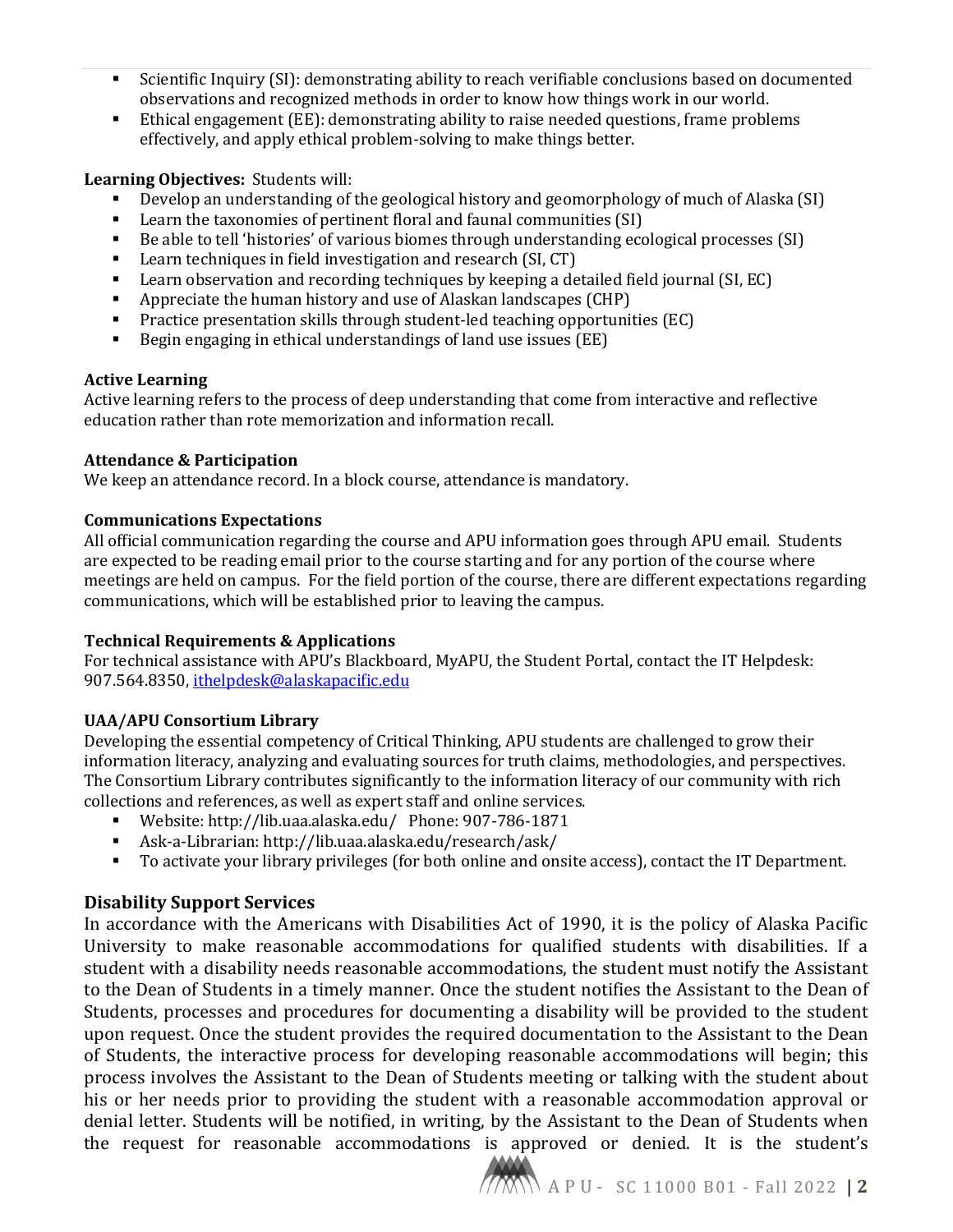- Scientific Inquiry (SI): demonstrating ability to reach verifiable conclusions based on documented observations and recognized methods in order to know how things work in our world.
- Ethical engagement (EE): demonstrating ability to raise needed questions, frame problems effectively, and apply ethical problem-solving to make things better.

**Learning Objectives:** Students will:

- Develop an understanding of the geological history and geomorphology of much of Alaska (SI)
- Learn the taxonomies of pertinent floral and faunal communities (SI)
- Be able to tell 'histories' of various biomes through understanding ecological processes (SI)
- Learn techniques in field investigation and research (SI, CT)
- Learn observation and recording techniques by keeping a detailed field journal (SI, EC)
- Appreciate the human history and use of Alaskan landscapes (CHP)
- Practice presentation skills through student-led teaching opportunities (EC)
- Begin engaging in ethical understandings of land use issues (EE)

**Active Learning**

Active learning refers to the process of deep understanding that come from interactive and reflective education rather than rote memorization and information recall.

**Attendance & Participation**

We keep an attendance record. In a block course, attendance is mandatory.

**Communications Expectations**

All official communication regarding the course and APU information goes through APU email. Students are expected to be reading email prior to the course starting and for any portion of the course where meetings are held on campus. For the field portion of the course, there are different expectations regarding communications, which will be established prior to leaving the campus.

**Technical Requirements & Applications**

For technical assistance with APU's Blackboard, MyAPU, the Student Portal, contact the IT Helpdesk: 907.564.8350, ithelpdesk@alaskapacific.edu

**UAA/APU Consortium Library**

Developing the essential competency of Critical Thinking, APU students are challenged to grow their information literacy, analyzing and evaluating sources for truth claims, methodologies, and perspectives. The Consortium Library contributes significantly to the information literacy of our community with rich collections and references, as well as expert staff and online services.

- Website: http://lib.uaa.alaska.edu/ Phone: 907-786-1871
- Ask-a-Librarian: http://lib.uaa.alaska.edu/research/ask/
- To activate your library privileges (for both online and onsite access), contact the IT Department.

## Disability Support Services

In accordance with the Americans with Disabilities Act of 1990, it is the policy of Alaska Pacific University to make reasonable accommodations for qualified students with disabilities. If a student with a disability needs reasonable accommodations, the student must notify the Assistant to the Dean of Students in a timely manner. Once the student notifies the Assistant to the Dean of Students, processes and procedures for documenting a disability will be provided to the student upon request. Once the student provides the required documentation to the Assistant to the Dean of Students, the interactive process for developing reasonable accommodations will begin; this process involves the Assistant to the Dean of Students meeting or talking with the student about his or her needs prior to providing the student with a reasonable accommodation approval or denial letter. Students will be notified, in writing, by the Assistant to the Dean of Students when the request for reasonable accommodations is approved or denied. It is the student's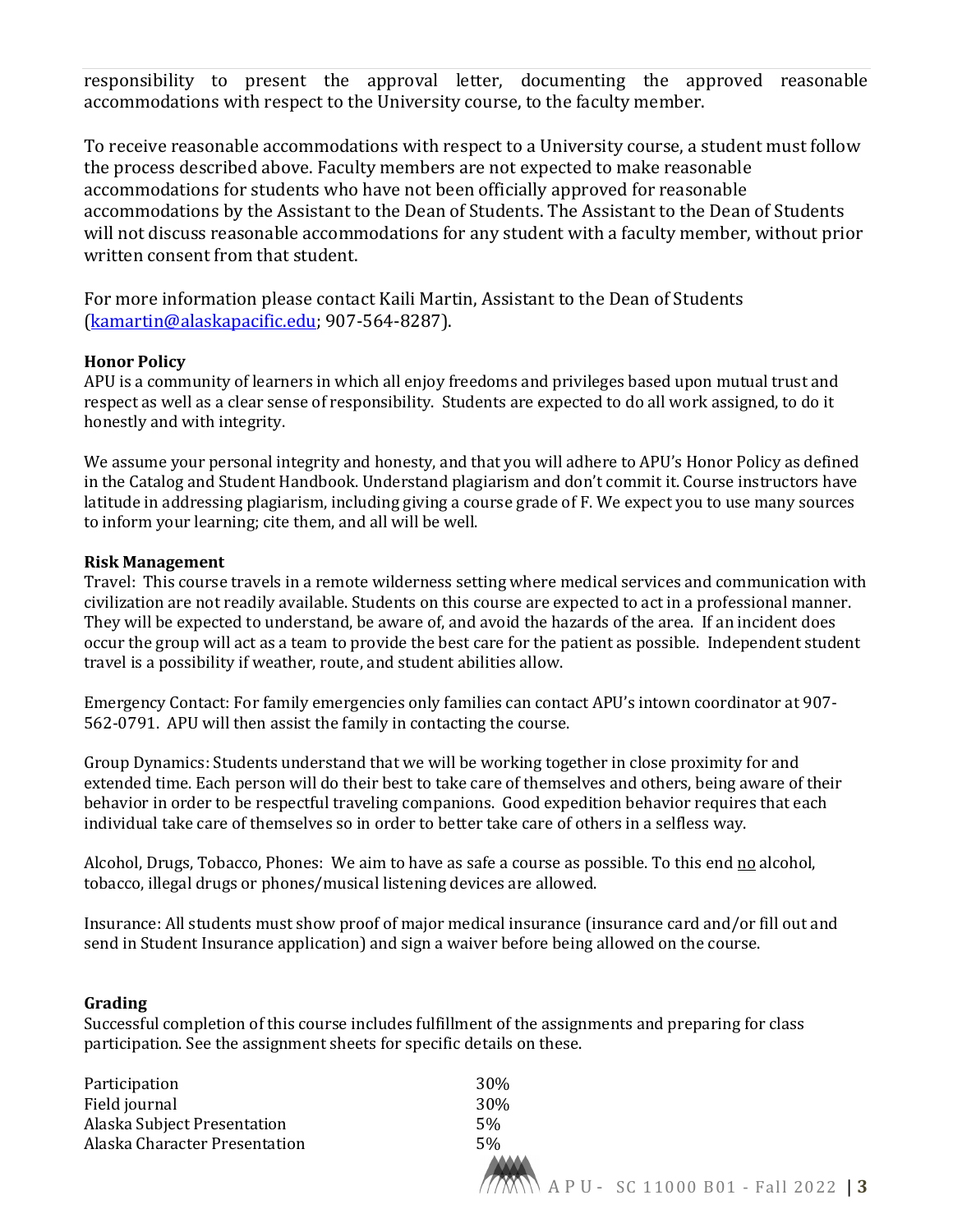responsibility to present the approval letter, documenting the approved reasonable accommodations with respect to the University course, to the faculty member.

To receive reasonable accommodations with respect to a University course, a student must follow the process described above. Faculty members are not expected to make reasonable accommodations for students who have not been officially approved for reasonable accommodations by the Assistant to the Dean of Students. The Assistant to the Dean of Students will not discuss reasonable accommodations for any student with a faculty member, without prior written consent from that student.

For more information please contact Kaili Martin, Assistant to the Dean of Students (kamartin@alaskapacific.edu; 907-564-8287).

**Honor Policy**

APU is a community of learners in which all enjoy freedoms and privileges based upon mutual trust and respect as well as a clear sense of responsibility. Students are expected to do all work assigned, to do it honestly and with integrity.

We assume your personal integrity and honesty, and that you will adhere to APU's Honor Policy as defined in the Catalog and Student Handbook. Understand plagiarism and don't commit it. Course instructors have latitude in addressing plagiarism, including giving a course grade of F. We expect you to use many sources to inform your learning; cite them, and all will be well.

**Risk Management**

Travel: This course travels in a remote wilderness setting where medical services and communication with civilization are not readily available. Students on this course are expected to act in a professional manner. They will be expected to understand, be aware of, and avoid the hazards of the area. If an incident does occur the group will act as a team to provide the best care for the patient as possible. Independent student travel is a possibility if weather, route, and student abilities allow.

Emergency Contact: For family emergencies only families can contact APU's intown coordinator at 907-562-0791. APU will then assist the family in contacting the course.

Group Dynamics: Students understand that we will be working together in close proximity for and extended time. Each person will do their best to take care of themselves and others, being aware of their behavior in order to be respectful traveling companions. Good expedition behavior requires that each individual take care of themselves so in order to better take care of others in a selfless way.

Alcohol, Drugs, Tobacco, Phones: We aim to have as safe a course as possible. To this end <u>no</u> alcohol, tobacco, illegal drugs or phones/musical listening devices are allowed.

Insurance: All students must show proof of major medical insurance (insurance card and/or fill out and send in Student Insurance application) and sign a waiver before being allowed on the course.

**Grading**

Successful completion of this course includes fulfillment of the assignments and preparing for class participation. See the assignment sheets for specific details on these.

| | |
|---|---|
| Participation | 30% |
| Field journal | 30% |
| Alaska Subject Presentation | 5% |
| Alaska Character Presentation | 5% |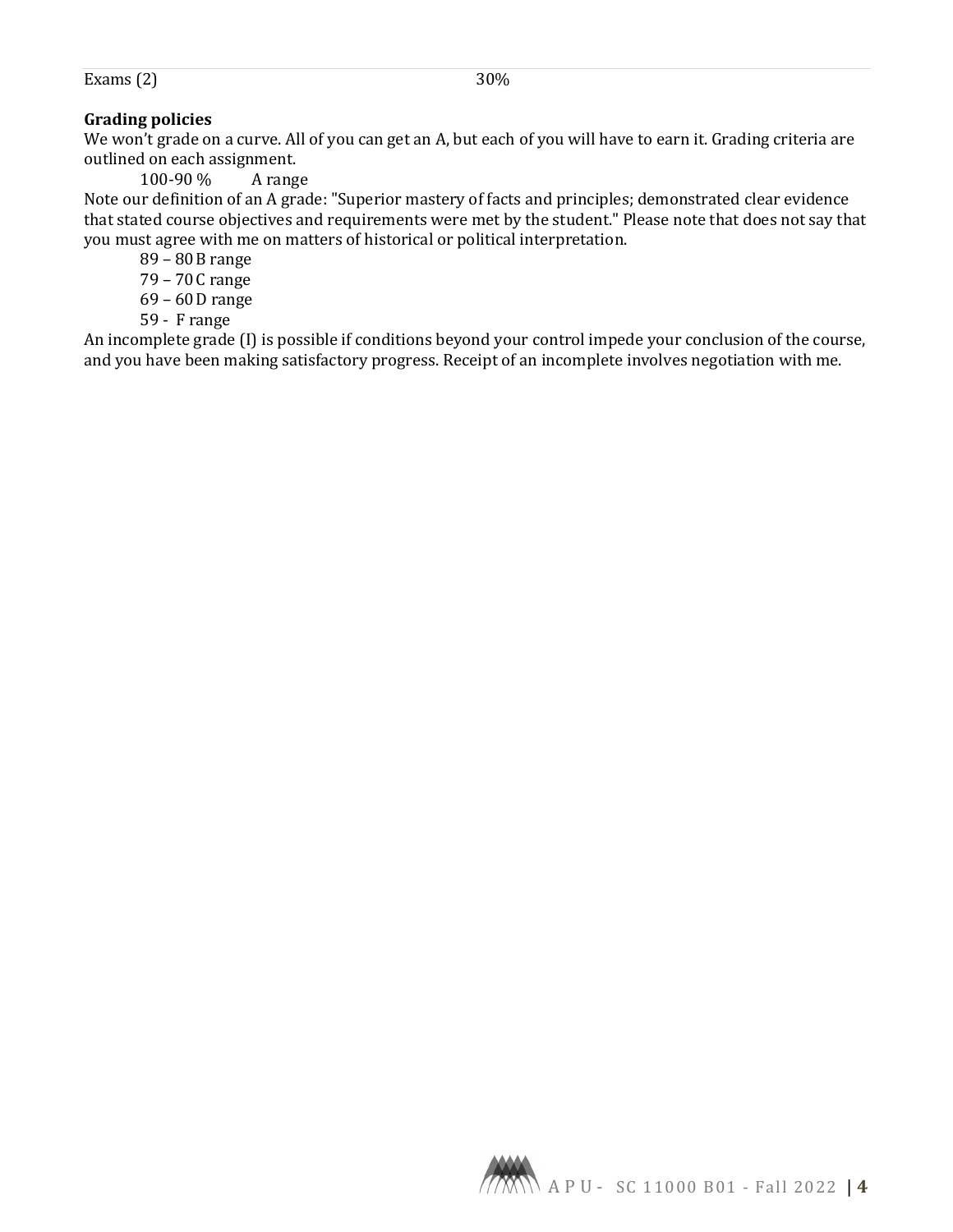| | |
|---|---|
| Exams (2) | 30% |

**Grading policies**

We won't grade on a curve. All of you can get an A, but each of you will have to earn it. Grading criteria are outlined on each assignment.

100-90 % A range

Note our definition of an A grade: "Superior mastery of facts and principles; demonstrated clear evidence that stated course objectives and requirements were met by the student." Please note that does not say that you must agree with me on matters of historical or political interpretation.

89 – 80 B range
79 – 70 C range
69 – 60 D range
59 - F range

An incomplete grade (I) is possible if conditions beyond your control impede your conclusion of the course, and you have been making satisfactory progress. Receipt of an incomplete involves negotiation with me.